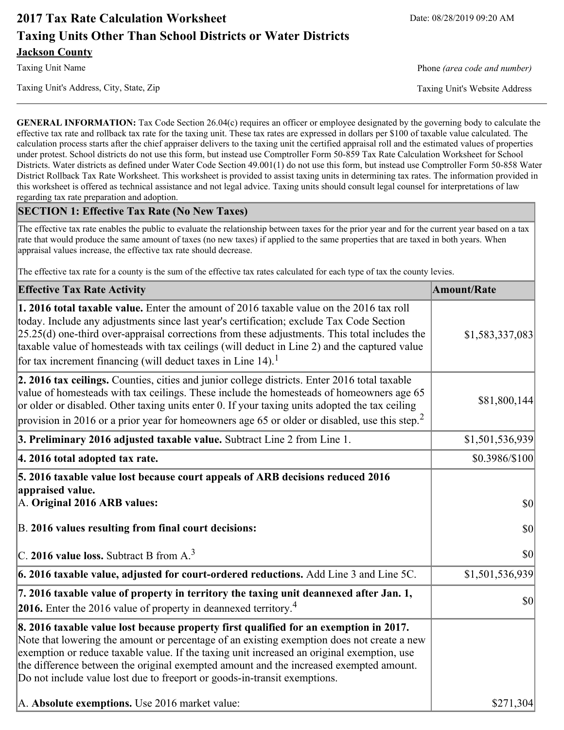# 2017 Tax Rate Calculation Worksheet

Date: 08/28/2019 09:20 AM

## Taxing Units Other Than School Districts or Water Districts

**Jackson County**

Taxing Unit Name

Phone *(area code and number)*

Taxing Unit's Address, City, State, Zip

Taxing Unit's Website Address

---

**GENERAL INFORMATION:** Tax Code Section 26.04(c) requires an officer or employee designated by the governing body to calculate the effective tax rate and rollback tax rate for the taxing unit. These tax rates are expressed in dollars per $100 of taxable value calculated. The calculation process starts after the chief appraiser delivers to the taxing unit the certified appraisal roll and the estimated values of properties under protest. School districts do not use this form, but instead use Comptroller Form 50-859 Tax Rate Calculation Worksheet for School Districts. Water districts as defined under Water Code Section 49.001(1) do not use this form, but instead use Comptroller Form 50-858 Water District Rollback Tax Rate Worksheet. This worksheet is provided to assist taxing units in determining tax rates. The information provided in this worksheet is offered as technical assistance and not legal advice. Taxing units should consult legal counsel for interpretations of law regarding tax rate preparation and adoption.

### SECTION 1: Effective Tax Rate (No New Taxes)

The effective tax rate enables the public to evaluate the relationship between taxes for the prior year and for the current year based on a tax rate that would produce the same amount of taxes (no new taxes) if applied to the same properties that are taxed in both years. When appraisal values increase, the effective tax rate should decrease.

The effective tax rate for a county is the sum of the effective tax rates calculated for each type of tax the county levies.

| Effective Tax Rate Activity | Amount/Rate |
|---|---|
| **1. 2016 total taxable value.** Enter the amount of 2016 taxable value on the 2016 tax roll today. Include any adjustments since last year's certification; exclude Tax Code Section 25.25(d) one-third over-appraisal corrections from these adjustments. This total includes the taxable value of homesteads with tax ceilings (will deduct in Line 2) and the captured value for tax increment financing (will deduct taxes in Line 14).[1] | $1,583,337,083 |
| **2. 2016 tax ceilings.** Counties, cities and junior college districts. Enter 2016 total taxable value of homesteads with tax ceilings. These include the homesteads of homeowners age 65 or older or disabled. Other taxing units enter 0. If your taxing units adopted the tax ceiling provision in 2016 or a prior year for homeowners age 65 or older or disabled, use this step.[2] | $81,800,144 |
| **3. Preliminary 2016 adjusted taxable value.** Subtract Line 2 from Line 1. | $1,501,536,939 |
| **4. 2016 total adopted tax rate.** | $0.3986/$100 |
| **5. 2016 taxable value lost because court appeals of ARB decisions reduced 2016 appraised value.** | |
| A. **Original 2016 ARB values:** | $0 |
| B. **2016 values resulting from final court decisions:** | $0 |
| C. **2016 value loss.** Subtract B from A.[3] | $0 |
| **6. 2016 taxable value, adjusted for court-ordered reductions.** Add Line 3 and Line 5C. | $1,501,536,939 |
| **7. 2016 taxable value of property in territory the taxing unit deannexed after Jan. 1, 2016.** Enter the 2016 value of property in deannexed territory.[4] | $0 |
| **8. 2016 taxable value lost because property first qualified for an exemption in 2017.** Note that lowering the amount or percentage of an existing exemption does not create a new exemption or reduce taxable value. If the taxing unit increased an original exemption, use the difference between the original exempted amount and the increased exempted amount. Do not include value lost due to freeport or goods-in-transit exemptions. | |
| A. **Absolute exemptions.** Use 2016 market value: | $271,304 |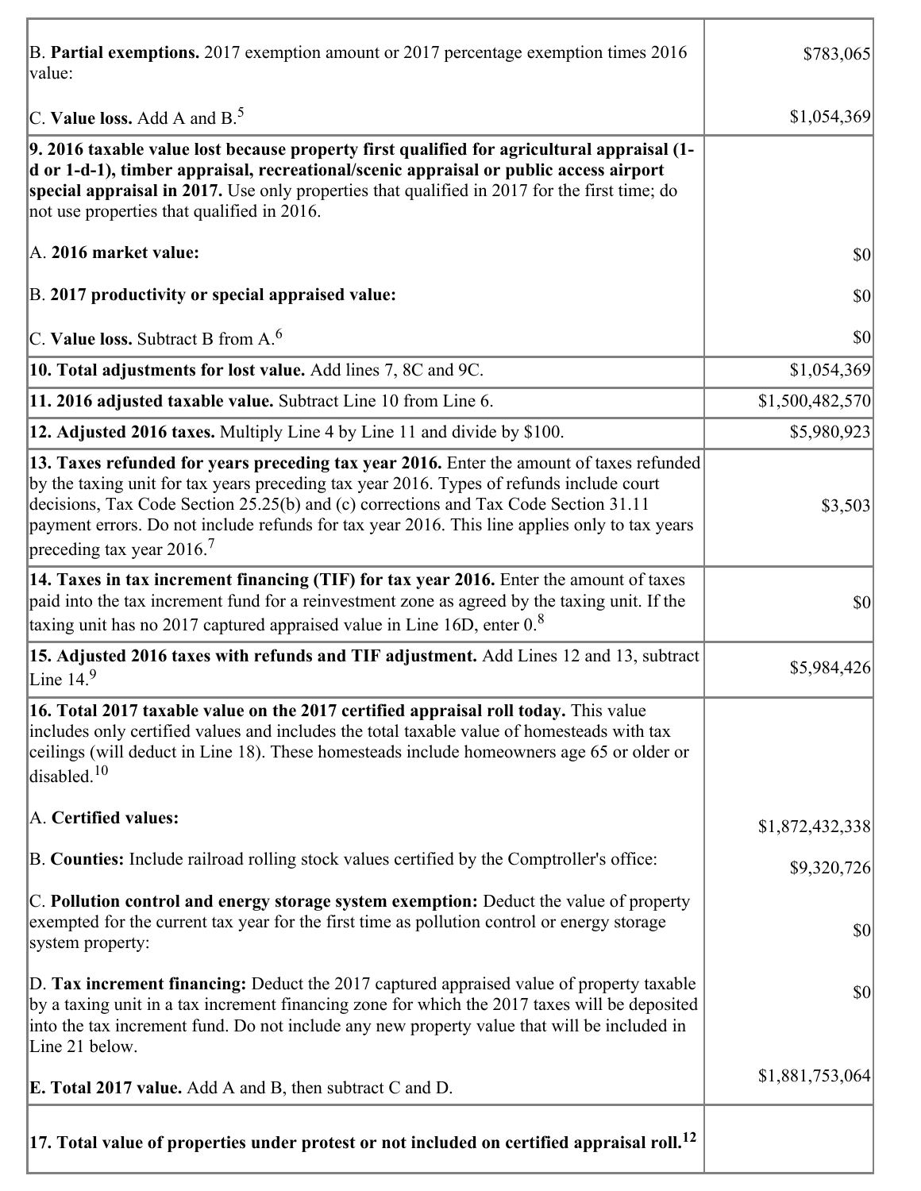| | |
|---|---|
| B. **Partial exemptions.** 2017 exemption amount or 2017 percentage exemption times 2016 value: | $783,065 |
| C. **Value loss.** Add A and B.[5] | $1,054,369 |
| **9. 2016 taxable value lost because property first qualified for agricultural appraisal (1-d or 1-d-1), timber appraisal, recreational/scenic appraisal or public access airport special appraisal in 2017.** Use only properties that qualified in 2017 for the first time; do not use properties that qualified in 2016. | |
| A. **2016 market value:** | $0 |
| B. **2017 productivity or special appraised value:** | $0 |
| C. **Value loss.** Subtract B from A.[6] | $0 |
| **10. Total adjustments for lost value.** Add lines 7, 8C and 9C. | $1,054,369 |
| **11. 2016 adjusted taxable value.** Subtract Line 10 from Line 6. | $1,500,482,570 |
| **12. Adjusted 2016 taxes.** Multiply Line 4 by Line 11 and divide by $100. | $5,980,923 |
| **13. Taxes refunded for years preceding tax year 2016.** Enter the amount of taxes refunded by the taxing unit for tax years preceding tax year 2016. Types of refunds include court decisions, Tax Code Section 25.25(b) and (c) corrections and Tax Code Section 31.11 payment errors. Do not include refunds for tax year 2016. This line applies only to tax years preceding tax year 2016.[7] | $3,503 |
| **14. Taxes in tax increment financing (TIF) for tax year 2016.** Enter the amount of taxes paid into the tax increment fund for a reinvestment zone as agreed by the taxing unit. If the taxing unit has no 2017 captured appraised value in Line 16D, enter 0.[8] | $0 |
| **15. Adjusted 2016 taxes with refunds and TIF adjustment.** Add Lines 12 and 13, subtract Line 14.[9] | $5,984,426 |
| **16. Total 2017 taxable value on the 2017 certified appraisal roll today.** This value includes only certified values and includes the total taxable value of homesteads with tax ceilings (will deduct in Line 18). These homesteads include homeowners age 65 or older or disabled.[10] | |
| A. **Certified values:** | $1,872,432,338 |
| B. **Counties:** Include railroad rolling stock values certified by the Comptroller's office: | $9,320,726 |
| C. **Pollution control and energy storage system exemption:** Deduct the value of property exempted for the current tax year for the first time as pollution control or energy storage system property: | $0 |
| D. **Tax increment financing:** Deduct the 2017 captured appraised value of property taxable by a taxing unit in a tax increment financing zone for which the 2017 taxes will be deposited into the tax increment fund. Do not include any new property value that will be included in Line 21 below. | $0 |
| **E. Total 2017 value.** Add A and B, then subtract C and D. | $1,881,753,064 |
| **17. Total value of properties under protest or not included on certified appraisal roll.**[12] | |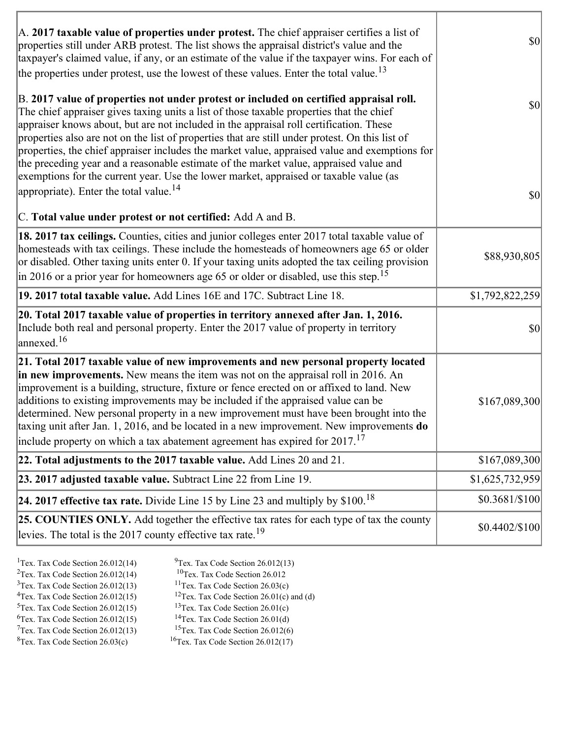| | |
|---|---|
| A. **2017 taxable value of properties under protest.** The chief appraiser certifies a list of properties still under ARB protest. The list shows the appraisal district's value and the taxpayer's claimed value, if any, or an estimate of the value if the taxpayer wins. For each of the properties under protest, use the lowest of these values. Enter the total value.[13] | $0 |
| B. **2017 value of properties not under protest or included on certified appraisal roll.** The chief appraiser gives taxing units a list of those taxable properties that the chief appraiser knows about, but are not included in the appraisal roll certification. These properties also are not on the list of properties that are still under protest. On this list of properties, the chief appraiser includes the market value, appraised value and exemptions for the preceding year and a reasonable estimate of the market value, appraised value and exemptions for the current year. Use the lower market, appraised or taxable value (as appropriate). Enter the total value.[14] | $0 |
| C. **Total value under protest or not certified:** Add A and B. | $0 |
| **18. 2017 tax ceilings.** Counties, cities and junior colleges enter 2017 total taxable value of homesteads with tax ceilings. These include the homesteads of homeowners age 65 or older or disabled. Other taxing units enter 0. If your taxing units adopted the tax ceiling provision in 2016 or a prior year for homeowners age 65 or older or disabled, use this step.[15] | $88,930,805 |
| **19. 2017 total taxable value.** Add Lines 16E and 17C. Subtract Line 18. | $1,792,822,259 |
| **20. Total 2017 taxable value of properties in territory annexed after Jan. 1, 2016.** Include both real and personal property. Enter the 2017 value of property in territory annexed.[16] | $0 |
| **21. Total 2017 taxable value of new improvements and new personal property located in new improvements.** New means the item was not on the appraisal roll in 2016. An improvement is a building, structure, fixture or fence erected on or affixed to land. New additions to existing improvements may be included if the appraised value can be determined. New personal property in a new improvement must have been brought into the taxing unit after Jan. 1, 2016, and be located in a new improvement. New improvements **do** include property on which a tax abatement agreement has expired for 2017.[17] | $167,089,300 |
| **22. Total adjustments to the 2017 taxable value.** Add Lines 20 and 21. | $167,089,300 |
| **23. 2017 adjusted taxable value.** Subtract Line 22 from Line 19. | $1,625,732,959 |
| **24. 2017 effective tax rate.** Divide Line 15 by Line 23 and multiply by $100.[18] | $0.3681/$100 |
| **25. COUNTIES ONLY.** Add together the effective tax rates for each type of tax the county levies. The total is the 2017 county effective tax rate.[19] | $0.4402/$100 |

[1]Tex. Tax Code Section 26.012(14)
[2]Tex. Tax Code Section 26.012(14)
[3]Tex. Tax Code Section 26.012(13)
[4]Tex. Tax Code Section 26.012(15)
[5]Tex. Tax Code Section 26.012(15)
[6]Tex. Tax Code Section 26.012(15)
[7]Tex. Tax Code Section 26.012(13)
[8]Tex. Tax Code Section 26.03(c)
[9]Tex. Tax Code Section 26.012(13)
[10]Tex. Tax Code Section 26.012
[11]Tex. Tax Code Section 26.03(c)
[12]Tex. Tax Code Section 26.01(c) and (d)
[13]Tex. Tax Code Section 26.01(c)
[14]Tex. Tax Code Section 26.01(d)
[15]Tex. Tax Code Section 26.012(6)
[16]Tex. Tax Code Section 26.012(17)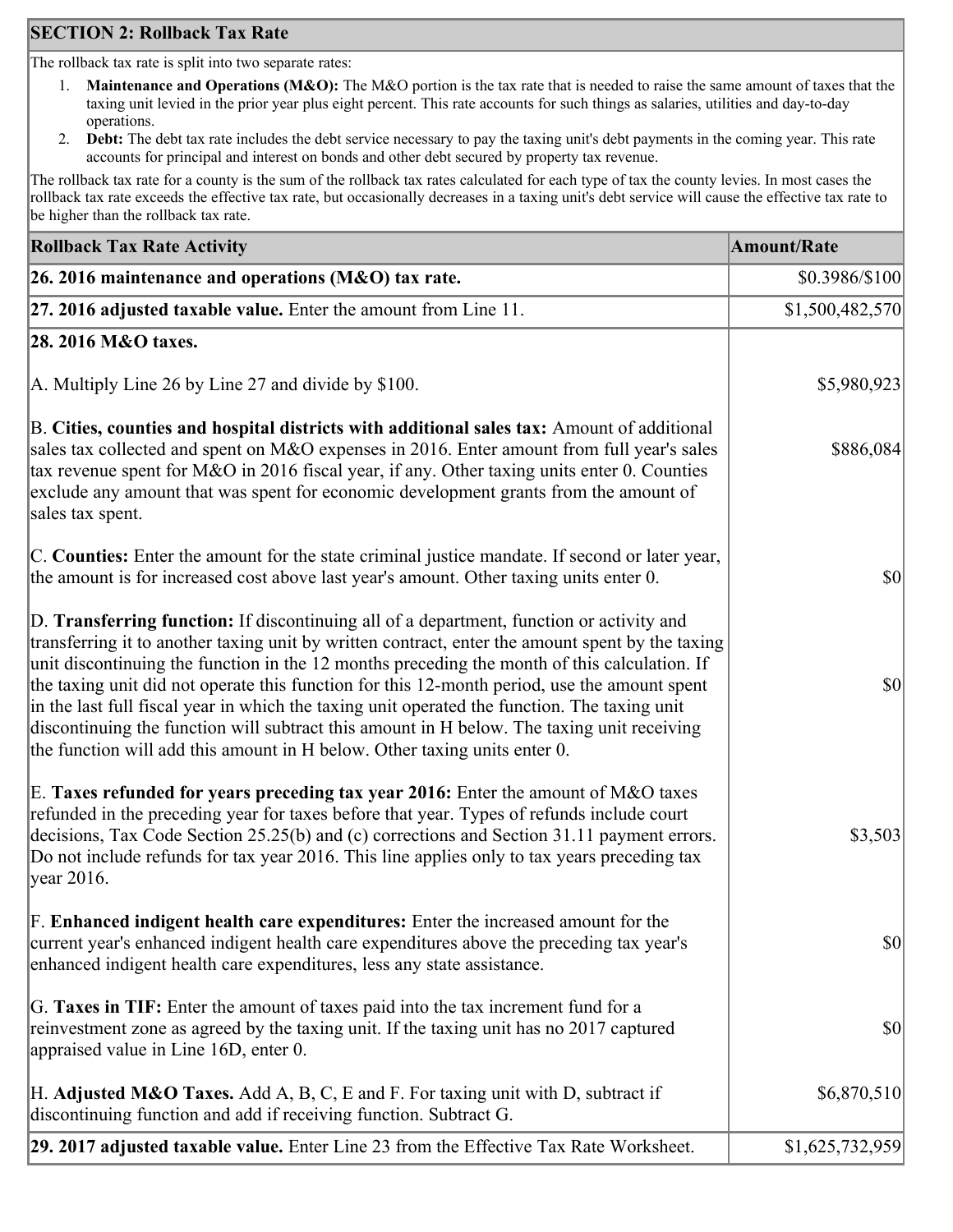## SECTION 2: Rollback Tax Rate

The rollback tax rate is split into two separate rates:

1. **Maintenance and Operations (M&O):** The M&O portion is the tax rate that is needed to raise the same amount of taxes that the taxing unit levied in the prior year plus eight percent. This rate accounts for such things as salaries, utilities and day-to-day operations.
2. **Debt:** The debt tax rate includes the debt service necessary to pay the taxing unit's debt payments in the coming year. This rate accounts for principal and interest on bonds and other debt secured by property tax revenue.

The rollback tax rate for a county is the sum of the rollback tax rates calculated for each type of tax the county levies. In most cases the rollback tax rate exceeds the effective tax rate, but occasionally decreases in a taxing unit's debt service will cause the effective tax rate to be higher than the rollback tax rate.

| Rollback Tax Rate Activity | Amount/Rate |
|---|---|
| **26. 2016 maintenance and operations (M&O) tax rate.** | $0.3986/$100 |
| **27. 2016 adjusted taxable value.** Enter the amount from Line 11. | $1,500,482,570 |
| **28. 2016 M&O taxes.** | |
| A. Multiply Line 26 by Line 27 and divide by $100. | $5,980,923 |
| B. **Cities, counties and hospital districts with additional sales tax:** Amount of additional sales tax collected and spent on M&O expenses in 2016. Enter amount from full year's sales tax revenue spent for M&O in 2016 fiscal year, if any. Other taxing units enter 0. Counties exclude any amount that was spent for economic development grants from the amount of sales tax spent. | $886,084 |
| C. **Counties:** Enter the amount for the state criminal justice mandate. If second or later year, the amount is for increased cost above last year's amount. Other taxing units enter 0. | $0 |
| D. **Transferring function:** If discontinuing all of a department, function or activity and transferring it to another taxing unit by written contract, enter the amount spent by the taxing unit discontinuing the function in the 12 months preceding the month of this calculation. If the taxing unit did not operate this function for this 12-month period, use the amount spent in the last full fiscal year in which the taxing unit operated the function. The taxing unit discontinuing the function will subtract this amount in H below. The taxing unit receiving the function will add this amount in H below. Other taxing units enter 0. | $0 |
| E. **Taxes refunded for years preceding tax year 2016:** Enter the amount of M&O taxes refunded in the preceding year for taxes before that year. Types of refunds include court decisions, Tax Code Section 25.25(b) and (c) corrections and Section 31.11 payment errors. Do not include refunds for tax year 2016. This line applies only to tax years preceding tax year 2016. | $3,503 |
| F. **Enhanced indigent health care expenditures:** Enter the increased amount for the current year's enhanced indigent health care expenditures above the preceding tax year's enhanced indigent health care expenditures, less any state assistance. | $0 |
| G. **Taxes in TIF:** Enter the amount of taxes paid into the tax increment fund for a reinvestment zone as agreed by the taxing unit. If the taxing unit has no 2017 captured appraised value in Line 16D, enter 0. | $0 |
| H. **Adjusted M&O Taxes.** Add A, B, C, E and F. For taxing unit with D, subtract if discontinuing function and add if receiving function. Subtract G. | $6,870,510 |
| **29. 2017 adjusted taxable value.** Enter Line 23 from the Effective Tax Rate Worksheet. | $1,625,732,959 |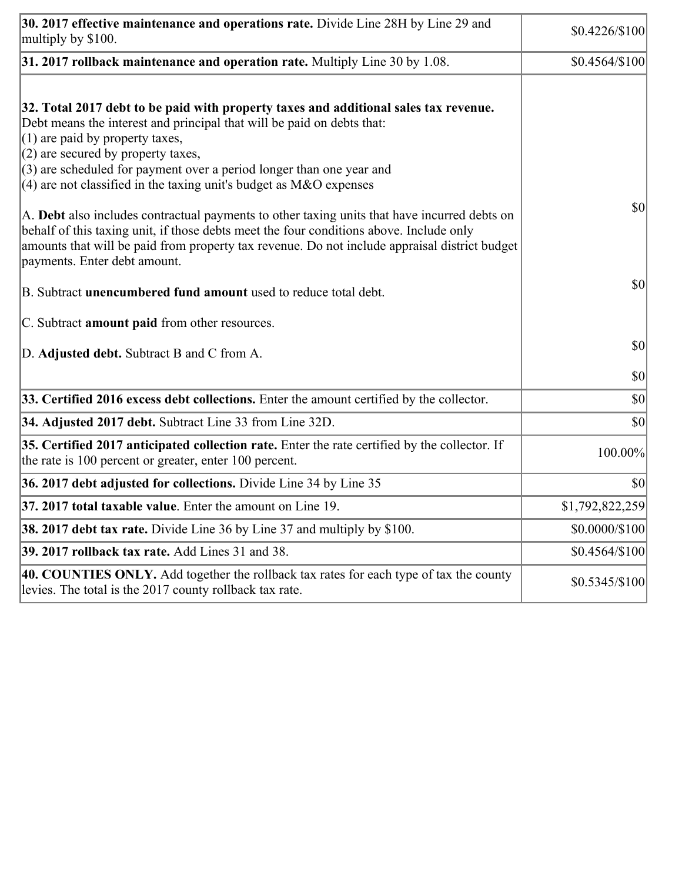| | |
|---|---|
| **30. 2017 effective maintenance and operations rate.** Divide Line 28H by Line 29 and multiply by $100. | $0.4226/$100 |
| **31. 2017 rollback maintenance and operation rate.** Multiply Line 30 by 1.08. | $0.4564/$100 |
| **32. Total 2017 debt to be paid with property taxes and additional sales tax revenue.** Debt means the interest and principal that will be paid on debts that:<br>(1) are paid by property taxes,<br>(2) are secured by property taxes,<br>(3) are scheduled for payment over a period longer than one year and<br>(4) are not classified in the taxing unit's budget as M&O expenses<br><br>A. **Debt** also includes contractual payments to other taxing units that have incurred debts on behalf of this taxing unit, if those debts meet the four conditions above. Include only amounts that will be paid from property tax revenue. Do not include appraisal district budget payments. Enter debt amount.<br><br>B. Subtract **unencumbered fund amount** used to reduce total debt.<br><br>C. Subtract **amount paid** from other resources.<br><br>D. **Adjusted debt.** Subtract B and C from A. | $0<br><br>$0<br><br>$0<br><br>$0 |
| **33. Certified 2016 excess debt collections.** Enter the amount certified by the collector. | $0 |
| **34. Adjusted 2017 debt.** Subtract Line 33 from Line 32D. | $0 |
| **35. Certified 2017 anticipated collection rate.** Enter the rate certified by the collector. If the rate is 100 percent or greater, enter 100 percent. | 100.00% |
| **36. 2017 debt adjusted for collections.** Divide Line 34 by Line 35 | $0 |
| **37. 2017 total taxable value**. Enter the amount on Line 19. | $1,792,822,259 |
| **38. 2017 debt tax rate.** Divide Line 36 by Line 37 and multiply by $100. | $0.0000/$100 |
| **39. 2017 rollback tax rate.** Add Lines 31 and 38. | $0.4564/$100 |
| **40. COUNTIES ONLY.** Add together the rollback tax rates for each type of tax the county levies. The total is the 2017 county rollback tax rate. | $0.5345/$100 |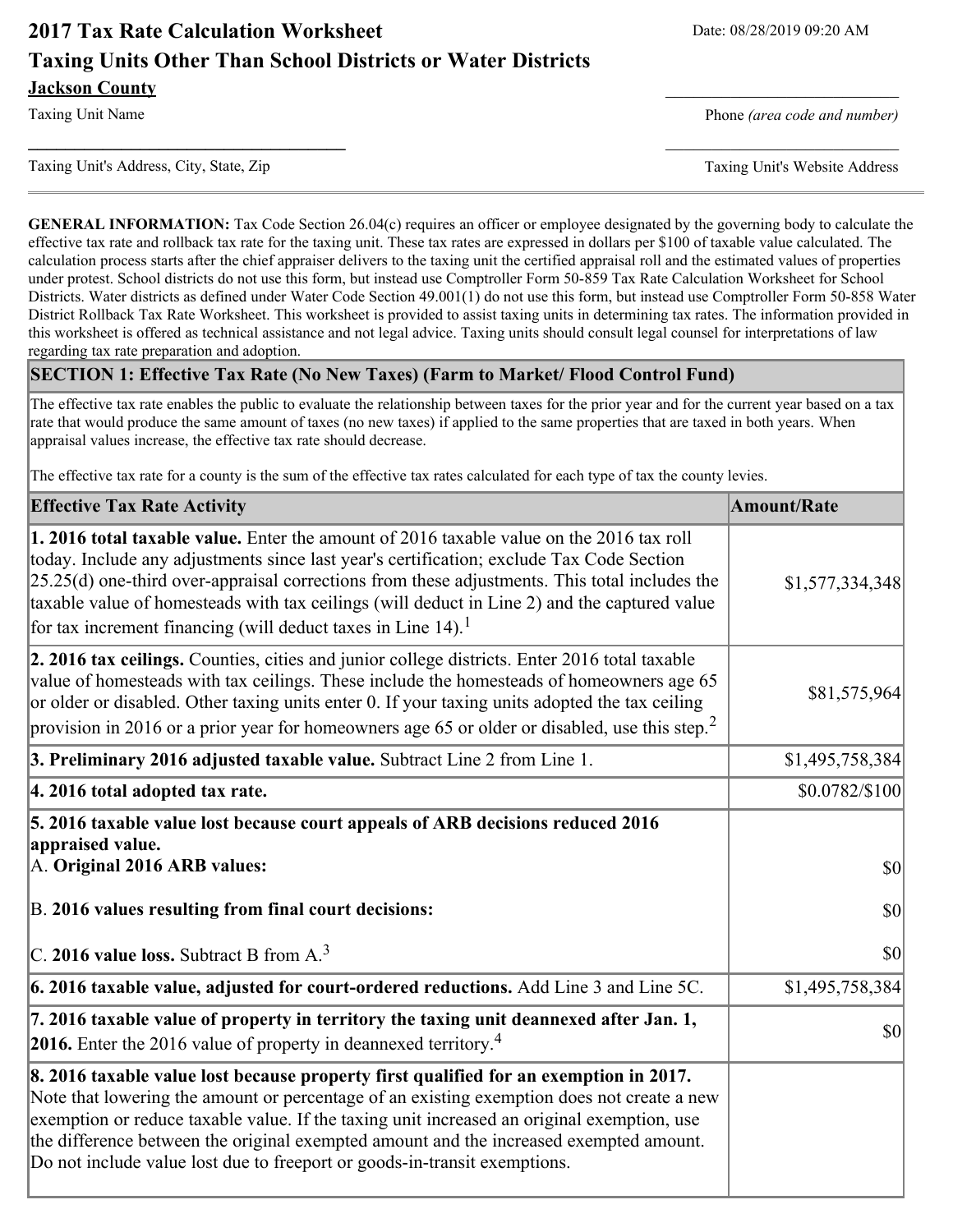# 2017 Tax Rate Calculation Worksheet

## Taxing Units Other Than School Districts or Water Districts

Date: 08/28/2019 09:20 AM

**Jackson County**

Taxing Unit Name

Phone *(area code and number)*

Taxing Unit's Address, City, State, Zip

Taxing Unit's Website Address

**GENERAL INFORMATION:** Tax Code Section 26.04(c) requires an officer or employee designated by the governing body to calculate the effective tax rate and rollback tax rate for the taxing unit. These tax rates are expressed in dollars per $100 of taxable value calculated. The calculation process starts after the chief appraiser delivers to the taxing unit the certified appraisal roll and the estimated values of properties under protest. School districts do not use this form, but instead use Comptroller Form 50-859 Tax Rate Calculation Worksheet for School Districts. Water districts as defined under Water Code Section 49.001(1) do not use this form, but instead use Comptroller Form 50-858 Water District Rollback Tax Rate Worksheet. This worksheet is provided to assist taxing units in determining tax rates. The information provided in this worksheet is offered as technical assistance and not legal advice. Taxing units should consult legal counsel for interpretations of law regarding tax rate preparation and adoption.

### SECTION 1: Effective Tax Rate (No New Taxes) (Farm to Market/ Flood Control Fund)

The effective tax rate enables the public to evaluate the relationship between taxes for the prior year and for the current year based on a tax rate that would produce the same amount of taxes (no new taxes) if applied to the same properties that are taxed in both years. When appraisal values increase, the effective tax rate should decrease.

The effective tax rate for a county is the sum of the effective tax rates calculated for each type of tax the county levies.

| Effective Tax Rate Activity | Amount/Rate |
| --- | --- |
| **1. 2016 total taxable value.** Enter the amount of 2016 taxable value on the 2016 tax roll today. Include any adjustments since last year's certification; exclude Tax Code Section 25.25(d) one-third over-appraisal corrections from these adjustments. This total includes the taxable value of homesteads with tax ceilings (will deduct in Line 2) and the captured value for tax increment financing (will deduct taxes in Line 14).[1] | $1,577,334,348 |
| **2. 2016 tax ceilings.** Counties, cities and junior college districts. Enter 2016 total taxable value of homesteads with tax ceilings. These include the homesteads of homeowners age 65 or older or disabled. Other taxing units enter 0. If your taxing units adopted the tax ceiling provision in 2016 or a prior year for homeowners age 65 or older or disabled, use this step.[2] | $81,575,964 |
| **3. Preliminary 2016 adjusted taxable value.** Subtract Line 2 from Line 1. | $1,495,758,384 |
| **4. 2016 total adopted tax rate.** | $0.0782/$100 |
| **5. 2016 taxable value lost because court appeals of ARB decisions reduced 2016 appraised value.**<br>A. **Original 2016 ARB values:**<br>B. **2016 values resulting from final court decisions:**<br>C. **2016 value loss.** Subtract B from A.[3] | <br><br>$0<br>$0<br>$0 |
| **6. 2016 taxable value, adjusted for court-ordered reductions.** Add Line 3 and Line 5C. | $1,495,758,384 |
| **7. 2016 taxable value of property in territory the taxing unit deannexed after Jan. 1, 2016.** Enter the 2016 value of property in deannexed territory.[4] | $0 |
| **8. 2016 taxable value lost because property first qualified for an exemption in 2017.** Note that lowering the amount or percentage of an existing exemption does not create a new exemption or reduce taxable value. If the taxing unit increased an original exemption, use the difference between the original exempted amount and the increased exempted amount. Do not include value lost due to freeport or goods-in-transit exemptions. | |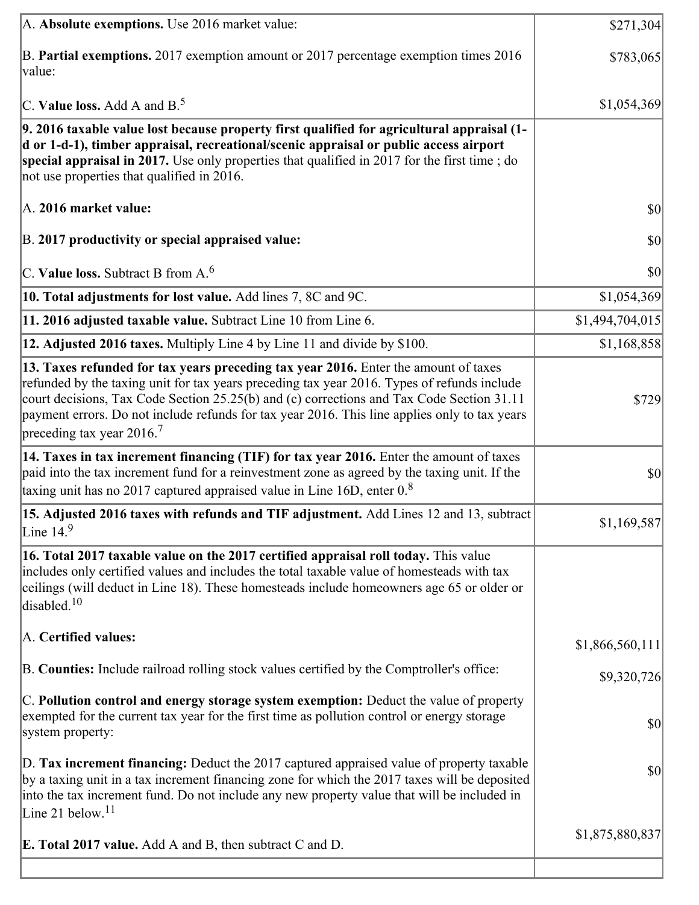| | |
|---|---|
| A. **Absolute exemptions.** Use 2016 market value: | $271,304 |
| B. **Partial exemptions.** 2017 exemption amount or 2017 percentage exemption times 2016 value: | $783,065 |
| C. **Value loss.** Add A and B.[5] | $1,054,369 |
| **9. 2016 taxable value lost because property first qualified for agricultural appraisal (1-d or 1-d-1), timber appraisal, recreational/scenic appraisal or public access airport special appraisal in 2017.** Use only properties that qualified in 2017 for the first time ; do not use properties that qualified in 2016. | |
| A. **2016 market value:** | $0 |
| B. **2017 productivity or special appraised value:** | $0 |
| C. **Value loss.** Subtract B from A.[6] | $0 |
| **10. Total adjustments for lost value.** Add lines 7, 8C and 9C. | $1,054,369 |
| **11. 2016 adjusted taxable value.** Subtract Line 10 from Line 6. | $1,494,704,015 |
| **12. Adjusted 2016 taxes.** Multiply Line 4 by Line 11 and divide by $100. | $1,168,858 |
| **13. Taxes refunded for tax years preceding tax year 2016.** Enter the amount of taxes refunded by the taxing unit for tax years preceding tax year 2016. Types of refunds include court decisions, Tax Code Section 25.25(b) and (c) corrections and Tax Code Section 31.11 payment errors. Do not include refunds for tax year 2016. This line applies only to tax years preceding tax year 2016.[7] | $729 |
| **14. Taxes in tax increment financing (TIF) for tax year 2016.** Enter the amount of taxes paid into the tax increment fund for a reinvestment zone as agreed by the taxing unit. If the taxing unit has no 2017 captured appraised value in Line 16D, enter 0.[8] | $0 |
| **15. Adjusted 2016 taxes with refunds and TIF adjustment.** Add Lines 12 and 13, subtract Line 14.[9] | $1,169,587 |
| **16. Total 2017 taxable value on the 2017 certified appraisal roll today.** This value includes only certified values and includes the total taxable value of homesteads with tax ceilings (will deduct in Line 18). These homesteads include homeowners age 65 or older or disabled.[10] | |
| A. **Certified values:** | $1,866,560,111 |
| B. **Counties:** Include railroad rolling stock values certified by the Comptroller's office: | $9,320,726 |
| C. **Pollution control and energy storage system exemption:** Deduct the value of property exempted for the current tax year for the first time as pollution control or energy storage system property: | $0 |
| D. **Tax increment financing:** Deduct the 2017 captured appraised value of property taxable by a taxing unit in a tax increment financing zone for which the 2017 taxes will be deposited into the tax increment fund. Do not include any new property value that will be included in Line 21 below.[11] | $0 |
| **E. Total 2017 value.** Add A and B, then subtract C and D. | $1,875,880,837 |
| | |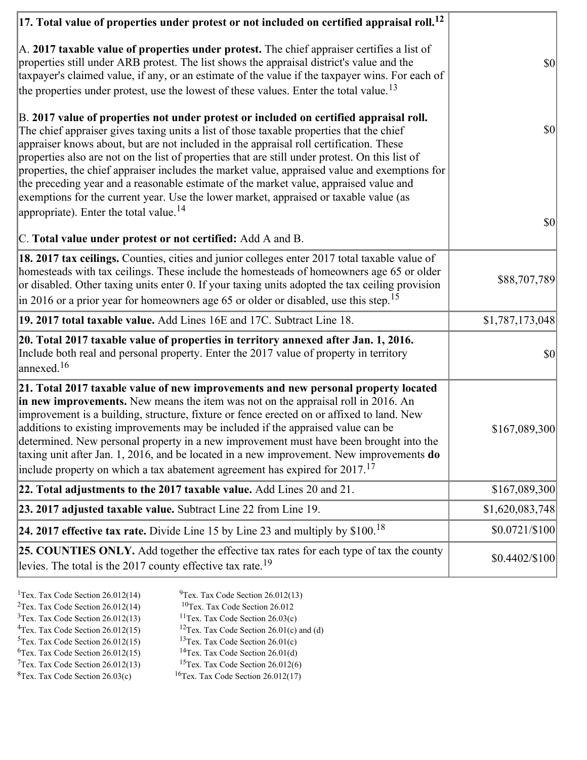| | |
|---|---|
| **17. Total value of properties under protest or not included on certified appraisal roll.**[12]<br><br>A. **2017 taxable value of properties under protest.** The chief appraiser certifies a list of properties still under ARB protest. The list shows the appraisal district's value and the taxpayer's claimed value, if any, or an estimate of the value if the taxpayer wins. For each of the properties under protest, use the lowest of these values. Enter the total value.[13]<br><br>B. **2017 value of properties not under protest or included on certified appraisal roll.** The chief appraiser gives taxing units a list of those taxable properties that the chief appraiser knows about, but are not included in the appraisal roll certification. These properties also are not on the list of properties that are still under protest. On this list of properties, the chief appraiser includes the market value, appraised value and exemptions for the preceding year and a reasonable estimate of the market value, appraised value and exemptions for the current year. Use the lower market, appraised or taxable value (as appropriate). Enter the total value.[14]<br><br>C. **Total value under protest or not certified:** Add A and B. | <br><br>$0<br><br>$0<br><br>$0 |
| **18. 2017 tax ceilings.** Counties, cities and junior colleges enter 2017 total taxable value of homesteads with tax ceilings. These include the homesteads of homeowners age 65 or older or disabled. Other taxing units enter 0. If your taxing units adopted the tax ceiling provision in 2016 or a prior year for homeowners age 65 or older or disabled, use this step.[15] | $88,707,789 |
| **19. 2017 total taxable value.** Add Lines 16E and 17C. Subtract Line 18. | $1,787,173,048 |
| **20. Total 2017 taxable value of properties in territory annexed after Jan. 1, 2016.** Include both real and personal property. Enter the 2017 value of property in territory annexed.[16] | $0 |
| **21. Total 2017 taxable value of new improvements and new personal property located in new improvements.** New means the item was not on the appraisal roll in 2016. An improvement is a building, structure, fixture or fence erected on or affixed to land. New additions to existing improvements may be included if the appraised value can be determined. New personal property in a new improvement must have been brought into the taxing unit after Jan. 1, 2016, and be located in a new improvement. New improvements **do** include property on which a tax abatement agreement has expired for 2017.[17] | $167,089,300 |
| **22. Total adjustments to the 2017 taxable value.** Add Lines 20 and 21. | $167,089,300 |
| **23. 2017 adjusted taxable value.** Subtract Line 22 from Line 19. | $1,620,083,748 |
| **24. 2017 effective tax rate.** Divide Line 15 by Line 23 and multiply by $100.[18] | $0.0721/$100 |
| **25. COUNTIES ONLY.** Add together the effective tax rates for each type of tax the county levies. The total is the 2017 county effective tax rate.[19] | $0.4402/$100 |

[1]Tex. Tax Code Section 26.012(14)
[2]Tex. Tax Code Section 26.012(14)
[3]Tex. Tax Code Section 26.012(13)
[4]Tex. Tax Code Section 26.012(15)
[5]Tex. Tax Code Section 26.012(15)
[6]Tex. Tax Code Section 26.012(15)
[7]Tex. Tax Code Section 26.012(13)
[8]Tex. Tax Code Section 26.03(c)
[9]Tex. Tax Code Section 26.012(13)
[10]Tex. Tax Code Section 26.012
[11]Tex. Tax Code Section 26.03(c)
[12]Tex. Tax Code Section 26.01(c) and (d)
[13]Tex. Tax Code Section 26.01(c)
[14]Tex. Tax Code Section 26.01(d)
[15]Tex. Tax Code Section 26.012(6)
[16]Tex. Tax Code Section 26.012(17)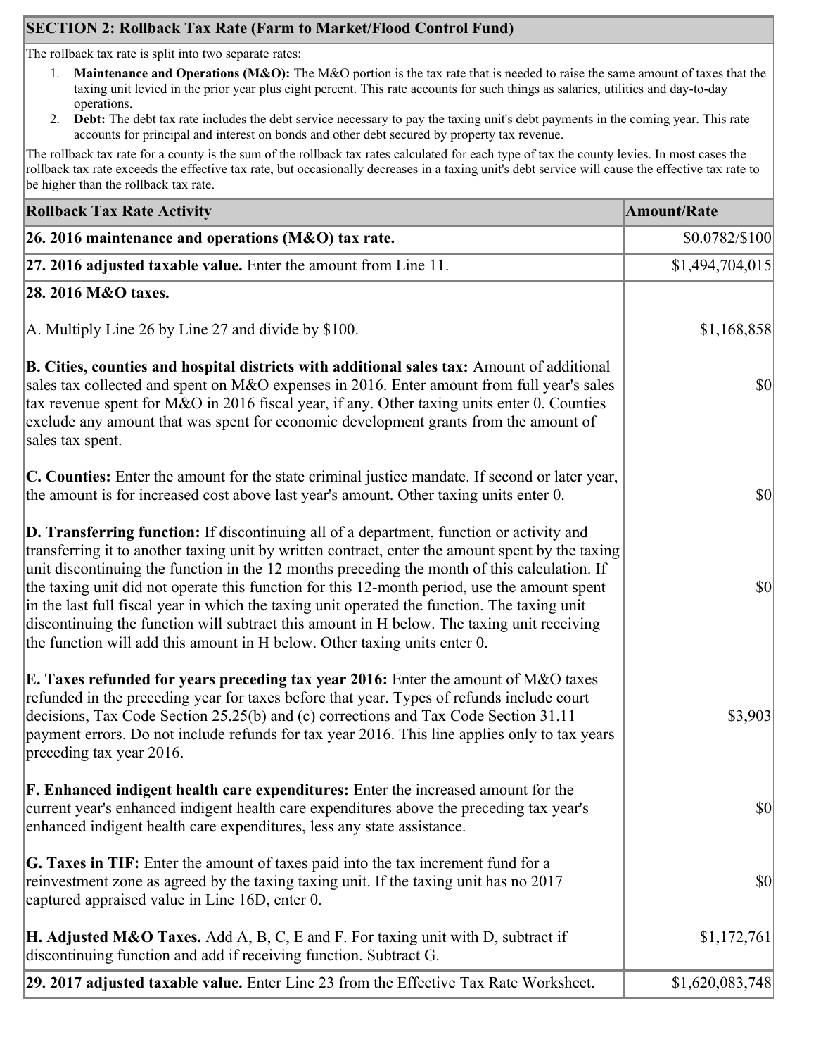## SECTION 2: Rollback Tax Rate (Farm to Market/Flood Control Fund)

The rollback tax rate is split into two separate rates:

1. **Maintenance and Operations (M&O):** The M&O portion is the tax rate that is needed to raise the same amount of taxes that the taxing unit levied in the prior year plus eight percent. This rate accounts for such things as salaries, utilities and day-to-day operations.
2. **Debt:** The debt tax rate includes the debt service necessary to pay the taxing unit's debt payments in the coming year. This rate accounts for principal and interest on bonds and other debt secured by property tax revenue.

The rollback tax rate for a county is the sum of the rollback tax rates calculated for each type of tax the county levies. In most cases the rollback tax rate exceeds the effective tax rate, but occasionally decreases in a taxing unit's debt service will cause the effective tax rate to be higher than the rollback tax rate.

| Rollback Tax Rate Activity | Amount/Rate |
|---|---|
| **26. 2016 maintenance and operations (M&O) tax rate.** | $0.0782/$100 |
| **27. 2016 adjusted taxable value.** Enter the amount from Line 11. | $1,494,704,015 |
| **28. 2016 M&O taxes.** | |
| A. Multiply Line 26 by Line 27 and divide by $100. | $1,168,858 |
| **B. Cities, counties and hospital districts with additional sales tax:** Amount of additional sales tax collected and spent on M&O expenses in 2016. Enter amount from full year's sales tax revenue spent for M&O in 2016 fiscal year, if any. Other taxing units enter 0. Counties exclude any amount that was spent for economic development grants from the amount of sales tax spent. | $0 |
| **C. Counties:** Enter the amount for the state criminal justice mandate. If second or later year, the amount is for increased cost above last year's amount. Other taxing units enter 0. | $0 |
| **D. Transferring function:** If discontinuing all of a department, function or activity and transferring it to another taxing unit by written contract, enter the amount spent by the taxing unit discontinuing the function in the 12 months preceding the month of this calculation. If the taxing unit did not operate this function for this 12-month period, use the amount spent in the last full fiscal year in which the taxing unit operated the function. The taxing unit discontinuing the function will subtract this amount in H below. The taxing unit receiving the function will add this amount in H below. Other taxing units enter 0. | $0 |
| **E. Taxes refunded for years preceding tax year 2016:** Enter the amount of M&O taxes refunded in the preceding year for taxes before that year. Types of refunds include court decisions, Tax Code Section 25.25(b) and (c) corrections and Tax Code Section 31.11 payment errors. Do not include refunds for tax year 2016. This line applies only to tax years preceding tax year 2016. | $3,903 |
| **F. Enhanced indigent health care expenditures:** Enter the increased amount for the current year's enhanced indigent health care expenditures above the preceding tax year's enhanced indigent health care expenditures, less any state assistance. | $0 |
| **G. Taxes in TIF:** Enter the amount of taxes paid into the tax increment fund for a reinvestment zone as agreed by the taxing taxing unit. If the taxing unit has no 2017 captured appraised value in Line 16D, enter 0. | $0 |
| **H. Adjusted M&O Taxes.** Add A, B, C, E and F. For taxing unit with D, subtract if discontinuing function and add if receiving function. Subtract G. | $1,172,761 |
| **29. 2017 adjusted taxable value.** Enter Line 23 from the Effective Tax Rate Worksheet. | $1,620,083,748 |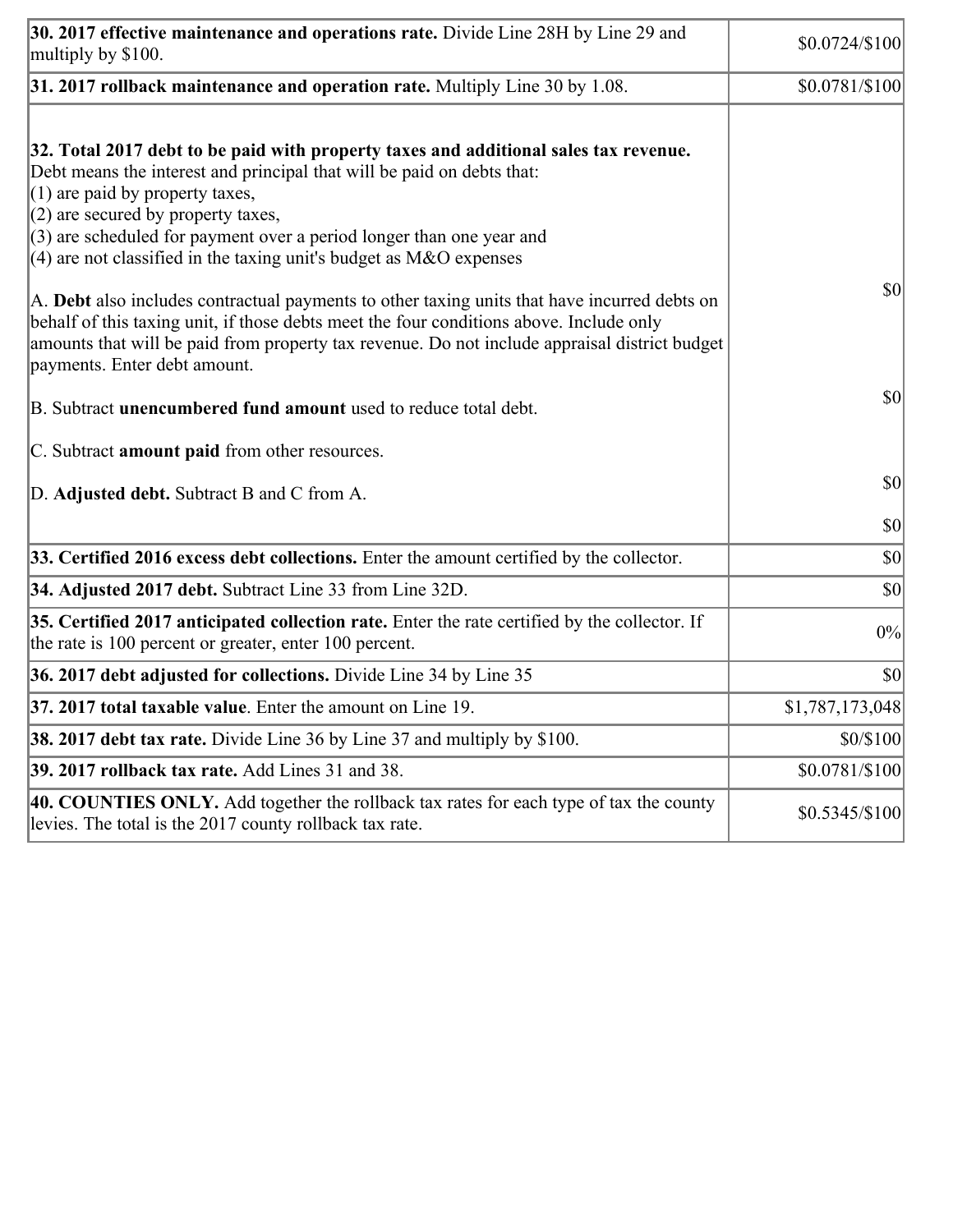| | |
|---|---|
| **30. 2017 effective maintenance and operations rate.** Divide Line 28H by Line 29 and multiply by $100. | $0.0724/$100 |
| **31. 2017 rollback maintenance and operation rate.** Multiply Line 30 by 1.08. | $0.0781/$100 |
| **32. Total 2017 debt to be paid with property taxes and additional sales tax revenue.** Debt means the interest and principal that will be paid on debts that:<br>(1) are paid by property taxes,<br>(2) are secured by property taxes,<br>(3) are scheduled for payment over a period longer than one year and<br>(4) are not classified in the taxing unit's budget as M&O expenses<br><br>A. **Debt** also includes contractual payments to other taxing units that have incurred debts on behalf of this taxing unit, if those debts meet the four conditions above. Include only amounts that will be paid from property tax revenue. Do not include appraisal district budget payments. Enter debt amount.<br><br>B. Subtract **unencumbered fund amount** used to reduce total debt.<br><br>C. Subtract **amount paid** from other resources.<br><br>D. **Adjusted debt.** Subtract B and C from A. | $0<br><br>$0<br><br>$0<br><br>$0 |
| **33. Certified 2016 excess debt collections.** Enter the amount certified by the collector. | $0 |
| **34. Adjusted 2017 debt.** Subtract Line 33 from Line 32D. | $0 |
| **35. Certified 2017 anticipated collection rate.** Enter the rate certified by the collector. If the rate is 100 percent or greater, enter 100 percent. | 0% |
| **36. 2017 debt adjusted for collections.** Divide Line 34 by Line 35 | $0 |
| **37. 2017 total taxable value**. Enter the amount on Line 19. | $1,787,173,048 |
| **38. 2017 debt tax rate.** Divide Line 36 by Line 37 and multiply by $100. | $0/$100 |
| **39. 2017 rollback tax rate.** Add Lines 31 and 38. | $0.0781/$100 |
| **40. COUNTIES ONLY.** Add together the rollback tax rates for each type of tax the county levies. The total is the 2017 county rollback tax rate. | $0.5345/$100 |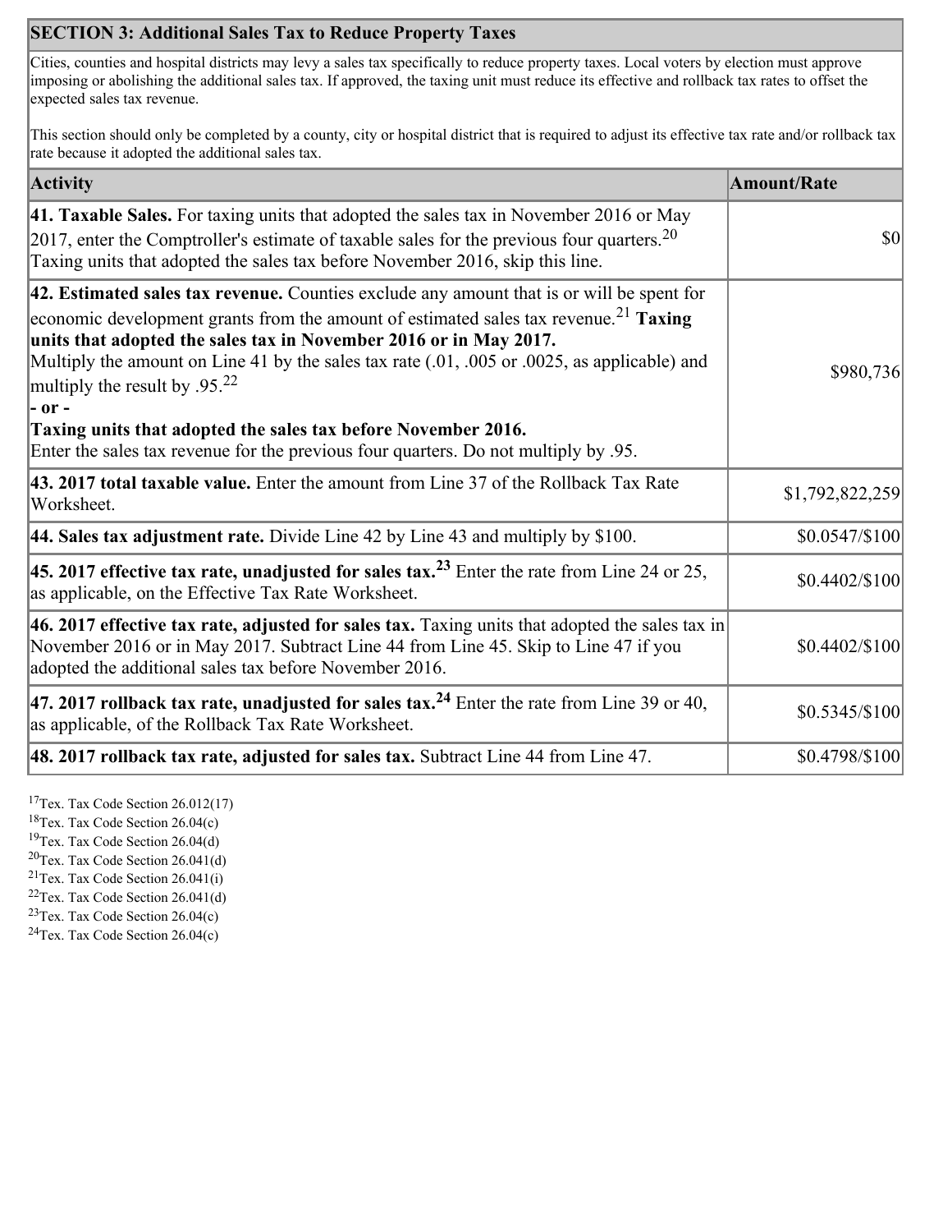## SECTION 3: Additional Sales Tax to Reduce Property Taxes

Cities, counties and hospital districts may levy a sales tax specifically to reduce property taxes. Local voters by election must approve imposing or abolishing the additional sales tax. If approved, the taxing unit must reduce its effective and rollback tax rates to offset the expected sales tax revenue.

This section should only be completed by a county, city or hospital district that is required to adjust its effective tax rate and/or rollback tax rate because it adopted the additional sales tax.

| Activity | Amount/Rate |
| --- | --- |
| **41. Taxable Sales.** For taxing units that adopted the sales tax in November 2016 or May 2017, enter the Comptroller's estimate of taxable sales for the previous four quarters.[20] Taxing units that adopted the sales tax before November 2016, skip this line. | $0 |
| **42. Estimated sales tax revenue.** Counties exclude any amount that is or will be spent for economic development grants from the amount of estimated sales tax revenue.[21] **Taxing units that adopted the sales tax in November 2016 or in May 2017.** Multiply the amount on Line 41 by the sales tax rate (.01, .005 or .0025, as applicable) and multiply the result by .95.[22] **- or -** **Taxing units that adopted the sales tax before November 2016.** Enter the sales tax revenue for the previous four quarters. Do not multiply by .95. | $980,736 |
| **43. 2017 total taxable value.** Enter the amount from Line 37 of the Rollback Tax Rate Worksheet. | $1,792,822,259 |
| **44. Sales tax adjustment rate.** Divide Line 42 by Line 43 and multiply by $100. | $0.0547/$100 |
| **45. 2017 effective tax rate, unadjusted for sales tax.**[23] Enter the rate from Line 24 or 25, as applicable, on the Effective Tax Rate Worksheet. | $0.4402/$100 |
| **46. 2017 effective tax rate, adjusted for sales tax.** Taxing units that adopted the sales tax in November 2016 or in May 2017. Subtract Line 44 from Line 45. Skip to Line 47 if you adopted the additional sales tax before November 2016. | $0.4402/$100 |
| **47. 2017 rollback tax rate, unadjusted for sales tax.**[24] Enter the rate from Line 39 or 40, as applicable, of the Rollback Tax Rate Worksheet. | $0.5345/$100 |
| **48. 2017 rollback tax rate, adjusted for sales tax.** Subtract Line 44 from Line 47. | $0.4798/$100 |

[17]Tex. Tax Code Section 26.012(17)
[18]Tex. Tax Code Section 26.04(c)
[19]Tex. Tax Code Section 26.04(d)
[20]Tex. Tax Code Section 26.041(d)
[21]Tex. Tax Code Section 26.041(i)
[22]Tex. Tax Code Section 26.041(d)
[23]Tex. Tax Code Section 26.04(c)
[24]Tex. Tax Code Section 26.04(c)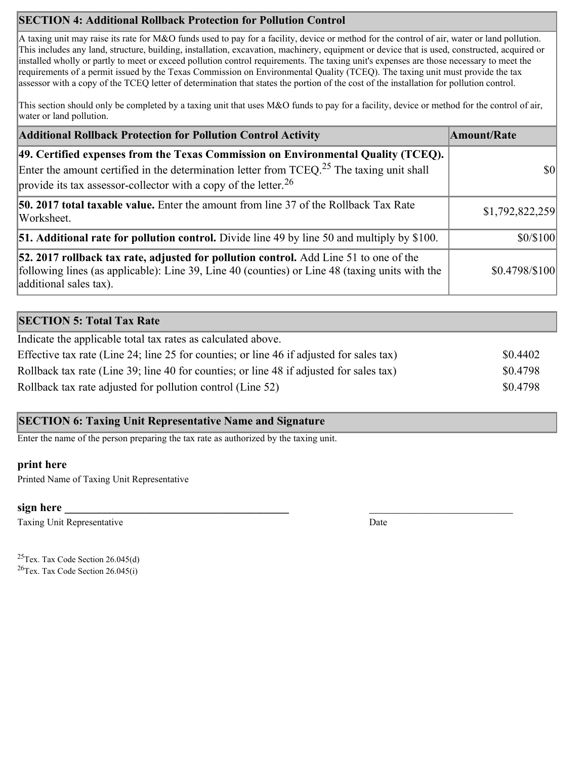## SECTION 4: Additional Rollback Protection for Pollution Control

A taxing unit may raise its rate for M&O funds used to pay for a facility, device or method for the control of air, water or land pollution. This includes any land, structure, building, installation, excavation, machinery, equipment or device that is used, constructed, acquired or installed wholly or partly to meet or exceed pollution control requirements. The taxing unit's expenses are those necessary to meet the requirements of a permit issued by the Texas Commission on Environmental Quality (TCEQ). The taxing unit must provide the tax assessor with a copy of the TCEQ letter of determination that states the portion of the cost of the installation for pollution control.

This section should only be completed by a taxing unit that uses M&O funds to pay for a facility, device or method for the control of air, water or land pollution.

| Additional Rollback Protection for Pollution Control Activity | Amount/Rate |
|---|---|
| **49. Certified expenses from the Texas Commission on Environmental Quality (TCEQ).** Enter the amount certified in the determination letter from TCEQ.[25] The taxing unit shall provide its tax assessor-collector with a copy of the letter.[26] | $0 |
| **50. 2017 total taxable value.** Enter the amount from line 37 of the Rollback Tax Rate Worksheet. | $1,792,822,259 |
| **51. Additional rate for pollution control.** Divide line 49 by line 50 and multiply by $100. | $0/$100 |
| **52. 2017 rollback tax rate, adjusted for pollution control.** Add Line 51 to one of the following lines (as applicable): Line 39, Line 40 (counties) or Line 48 (taxing units with the additional sales tax). | $0.4798/$100 |

## SECTION 5: Total Tax Rate

Indicate the applicable total tax rates as calculated above.

| | |
|---|---|
| Effective tax rate (Line 24; line 25 for counties; or line 46 if adjusted for sales tax) | $0.4402 |
| Rollback tax rate (Line 39; line 40 for counties; or line 48 if adjusted for sales tax) | $0.4798 |
| Rollback tax rate adjusted for pollution control (Line 52) | $0.4798 |

## SECTION 6: Taxing Unit Representative Name and Signature

Enter the name of the person preparing the tax rate as authorized by the taxing unit.

**print here**

Printed Name of Taxing Unit Representative

**sign here** ________________________________________ ____________________________

Taxing Unit Representative Date

[25]Tex. Tax Code Section 26.045(d)

[26]Tex. Tax Code Section 26.045(i)